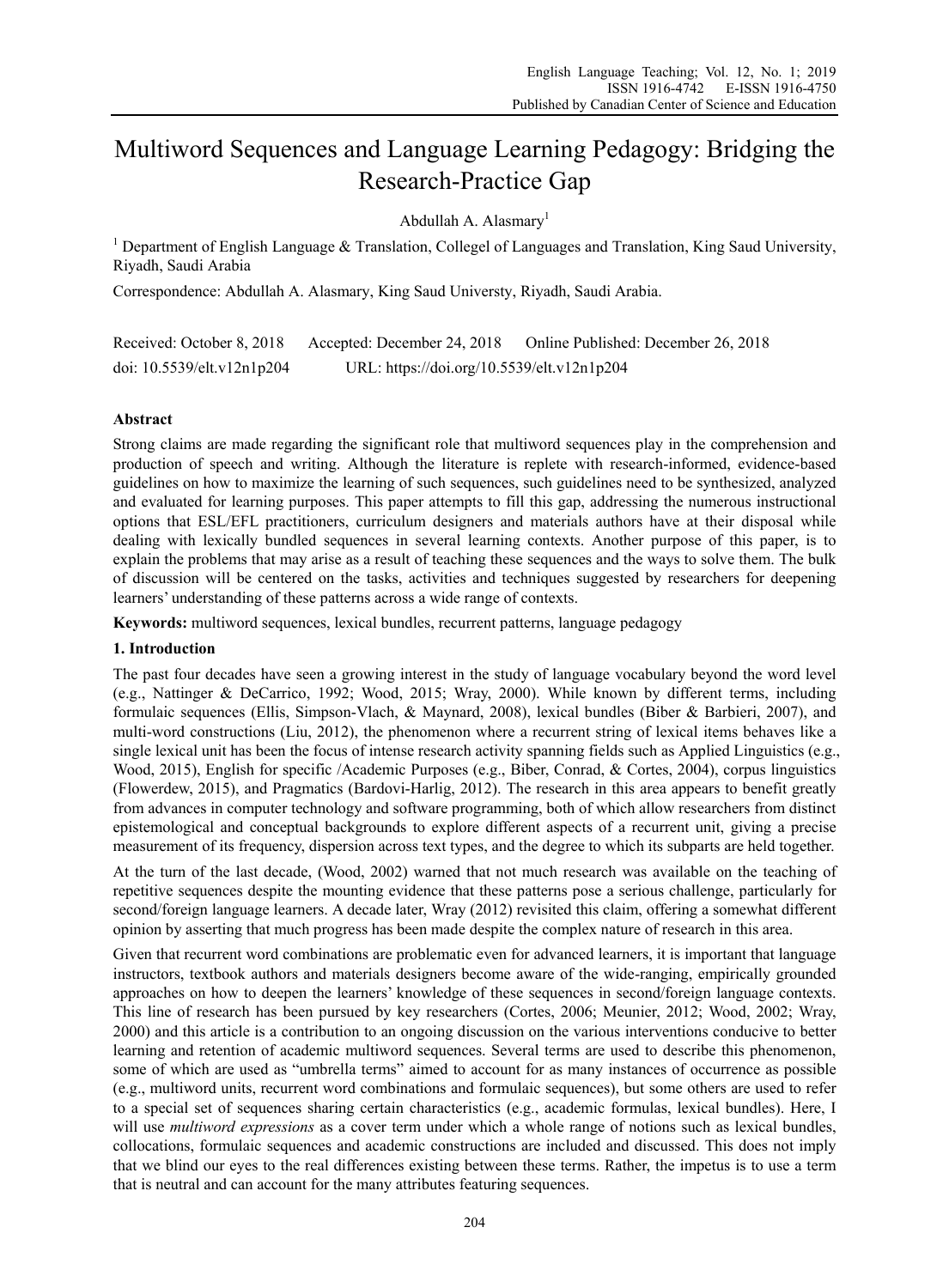# Multiword Sequences and Language Learning Pedagogy: Bridging the Research-Practice Gap

Abdullah A. Alasmary[1]

[1] Department of English Language & Translation, Collegel of Languages and Translation, King Saud University, Riyadh, Saudi Arabia

Correspondence: Abdullah A. Alasmary, King Saud Universty, Riyadh, Saudi Arabia.

Received: October 8, 2018 Accepted: December 24, 2018 Online Published: December 26, 2018

doi: 10.5539/elt.v12n1p204 URL: https://doi.org/10.5539/elt.v12n1p204

## Abstract

Strong claims are made regarding the significant role that multiword sequences play in the comprehension and production of speech and writing. Although the literature is replete with research-informed, evidence-based guidelines on how to maximize the learning of such sequences, such guidelines need to be synthesized, analyzed and evaluated for learning purposes. This paper attempts to fill this gap, addressing the numerous instructional options that ESL/EFL practitioners, curriculum designers and materials authors have at their disposal while dealing with lexically bundled sequences in several learning contexts. Another purpose of this paper, is to explain the problems that may arise as a result of teaching these sequences and the ways to solve them. The bulk of discussion will be centered on the tasks, activities and techniques suggested by researchers for deepening learners' understanding of these patterns across a wide range of contexts.

**Keywords:** multiword sequences, lexical bundles, recurrent patterns, language pedagogy

## 1. Introduction

The past four decades have seen a growing interest in the study of language vocabulary beyond the word level (e.g., Nattinger & DeCarrico, 1992; Wood, 2015; Wray, 2000). While known by different terms, including formulaic sequences (Ellis, Simpson-Vlach, & Maynard, 2008), lexical bundles (Biber & Barbieri, 2007), and multi-word constructions (Liu, 2012), the phenomenon where a recurrent string of lexical items behaves like a single lexical unit has been the focus of intense research activity spanning fields such as Applied Linguistics (e.g., Wood, 2015), English for specific /Academic Purposes (e.g., Biber, Conrad, & Cortes, 2004), corpus linguistics (Flowerdew, 2015), and Pragmatics (Bardovi-Harlig, 2012). The research in this area appears to benefit greatly from advances in computer technology and software programming, both of which allow researchers from distinct epistemological and conceptual backgrounds to explore different aspects of a recurrent unit, giving a precise measurement of its frequency, dispersion across text types, and the degree to which its subparts are held together.

At the turn of the last decade, (Wood, 2002) warned that not much research was available on the teaching of repetitive sequences despite the mounting evidence that these patterns pose a serious challenge, particularly for second/foreign language learners. A decade later, Wray (2012) revisited this claim, offering a somewhat different opinion by asserting that much progress has been made despite the complex nature of research in this area.

Given that recurrent word combinations are problematic even for advanced learners, it is important that language instructors, textbook authors and materials designers become aware of the wide-ranging, empirically grounded approaches on how to deepen the learners' knowledge of these sequences in second/foreign language contexts. This line of research has been pursued by key researchers (Cortes, 2006; Meunier, 2012; Wood, 2002; Wray, 2000) and this article is a contribution to an ongoing discussion on the various interventions conducive to better learning and retention of academic multiword sequences. Several terms are used to describe this phenomenon, some of which are used as "umbrella terms" aimed to account for as many instances of occurrence as possible (e.g., multiword units, recurrent word combinations and formulaic sequences), but some others are used to refer to a special set of sequences sharing certain characteristics (e.g., academic formulas, lexical bundles). Here, I will use *multiword expressions* as a cover term under which a whole range of notions such as lexical bundles, collocations, formulaic sequences and academic constructions are included and discussed. This does not imply that we blind our eyes to the real differences existing between these terms. Rather, the impetus is to use a term that is neutral and can account for the many attributes featuring sequences.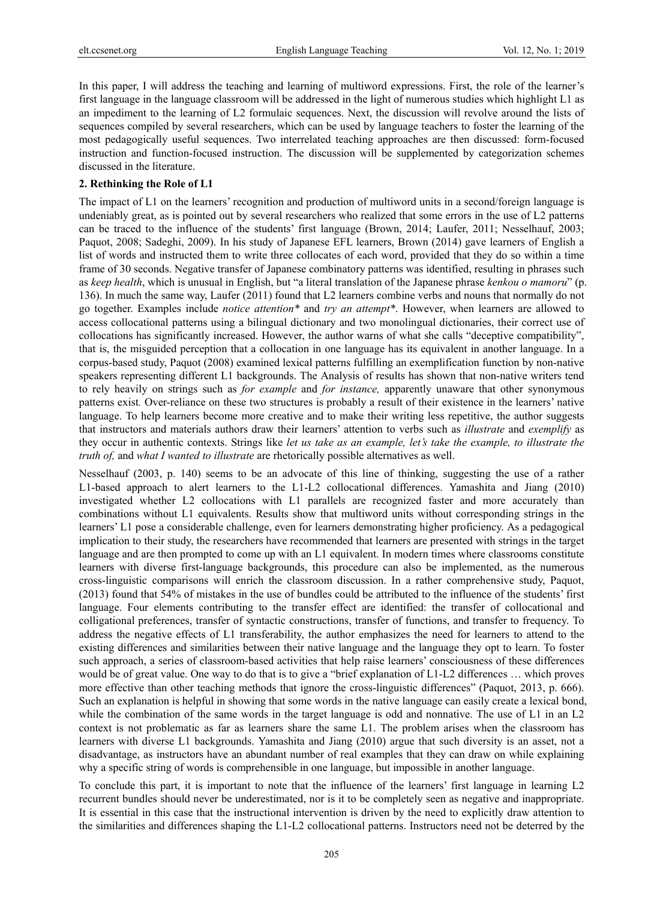In this paper, I will address the teaching and learning of multiword expressions. First, the role of the learner's first language in the language classroom will be addressed in the light of numerous studies which highlight L1 as an impediment to the learning of L2 formulaic sequences. Next, the discussion will revolve around the lists of sequences compiled by several researchers, which can be used by language teachers to foster the learning of the most pedagogically useful sequences. Two interrelated teaching approaches are then discussed: form-focused instruction and function-focused instruction. The discussion will be supplemented by categorization schemes discussed in the literature.

## 2. Rethinking the Role of L1

The impact of L1 on the learners' recognition and production of multiword units in a second/foreign language is undeniably great, as is pointed out by several researchers who realized that some errors in the use of L2 patterns can be traced to the influence of the students' first language (Brown, 2014; Laufer, 2011; Nesselhauf, 2003; Paquot, 2008; Sadeghi, 2009). In his study of Japanese EFL learners, Brown (2014) gave learners of English a list of words and instructed them to write three collocates of each word, provided that they do so within a time frame of 30 seconds. Negative transfer of Japanese combinatory patterns was identified, resulting in phrases such as *keep health*, which is unusual in English, but "a literal translation of the Japanese phrase *kenkou o mamoru*" (p. 136). In much the same way, Laufer (2011) found that L2 learners combine verbs and nouns that normally do not go together. Examples include *notice attention\** and *try an attempt\**. However, when learners are allowed to access collocational patterns using a bilingual dictionary and two monolingual dictionaries, their correct use of collocations has significantly increased. However, the author warns of what she calls "deceptive compatibility", that is, the misguided perception that a collocation in one language has its equivalent in another language. In a corpus-based study, Paquot (2008) examined lexical patterns fulfilling an exemplification function by non-native speakers representing different L1 backgrounds. The Analysis of results has shown that non-native writers tend to rely heavily on strings such as *for example* and *for instance,* apparently unaware that other synonymous patterns exist. Over-reliance on these two structures is probably a result of their existence in the learners' native language. To help learners become more creative and to make their writing less repetitive, the author suggests that instructors and materials authors draw their learners' attention to verbs such as *illustrate* and *exemplify* as they occur in authentic contexts. Strings like *let us take as an example, let's take the example, to illustrate the truth of,* and *what I wanted to illustrate* are rhetorically possible alternatives as well.

Nesselhauf (2003, p. 140) seems to be an advocate of this line of thinking, suggesting the use of a rather L1-based approach to alert learners to the L1-L2 collocational differences. Yamashita and Jiang (2010) investigated whether L2 collocations with L1 parallels are recognized faster and more accurately than combinations without L1 equivalents. Results show that multiword units without corresponding strings in the learners' L1 pose a considerable challenge, even for learners demonstrating higher proficiency. As a pedagogical implication to their study, the researchers have recommended that learners are presented with strings in the target language and are then prompted to come up with an L1 equivalent. In modern times where classrooms constitute learners with diverse first-language backgrounds, this procedure can also be implemented, as the numerous cross-linguistic comparisons will enrich the classroom discussion. In a rather comprehensive study, Paquot, (2013) found that 54% of mistakes in the use of bundles could be attributed to the influence of the students' first language. Four elements contributing to the transfer effect are identified: the transfer of collocational and colligational preferences, transfer of syntactic constructions, transfer of functions, and transfer to frequency. To address the negative effects of L1 transferability, the author emphasizes the need for learners to attend to the existing differences and similarities between their native language and the language they opt to learn. To foster such approach, a series of classroom-based activities that help raise learners' consciousness of these differences would be of great value. One way to do that is to give a "brief explanation of L1-L2 differences … which proves more effective than other teaching methods that ignore the cross-linguistic differences" (Paquot, 2013, p. 666). Such an explanation is helpful in showing that some words in the native language can easily create a lexical bond, while the combination of the same words in the target language is odd and nonnative. The use of L1 in an L2 context is not problematic as far as learners share the same L1. The problem arises when the classroom has learners with diverse L1 backgrounds. Yamashita and Jiang (2010) argue that such diversity is an asset, not a disadvantage, as instructors have an abundant number of real examples that they can draw on while explaining why a specific string of words is comprehensible in one language, but impossible in another language.

To conclude this part, it is important to note that the influence of the learners' first language in learning L2 recurrent bundles should never be underestimated, nor is it to be completely seen as negative and inappropriate. It is essential in this case that the instructional intervention is driven by the need to explicitly draw attention to the similarities and differences shaping the L1-L2 collocational patterns. Instructors need not be deterred by the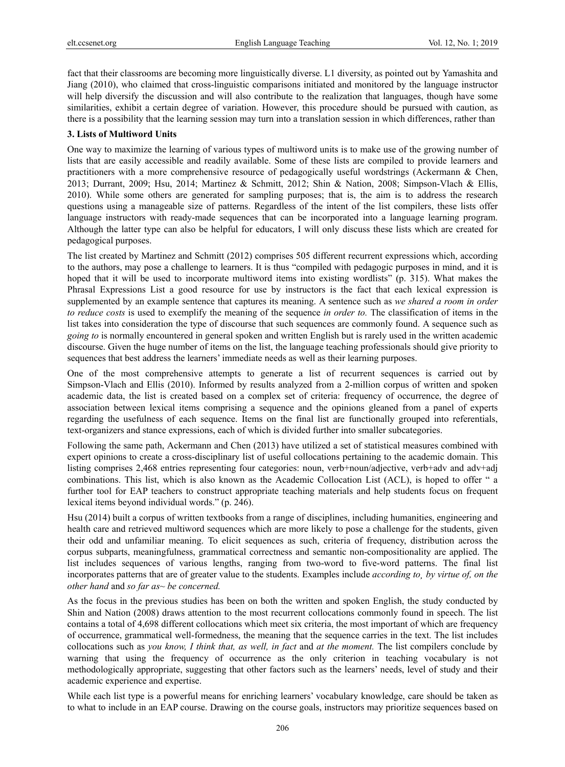fact that their classrooms are becoming more linguistically diverse. L1 diversity, as pointed out by Yamashita and Jiang (2010), who claimed that cross-linguistic comparisons initiated and monitored by the language instructor will help diversify the discussion and will also contribute to the realization that languages, though have some similarities, exhibit a certain degree of variation. However, this procedure should be pursued with caution, as there is a possibility that the learning session may turn into a translation session in which differences, rather than

**3. Lists of Multiword Units**

One way to maximize the learning of various types of multiword units is to make use of the growing number of lists that are easily accessible and readily available. Some of these lists are compiled to provide learners and practitioners with a more comprehensive resource of pedagogically useful wordstrings (Ackermann & Chen, 2013; Durrant, 2009; Hsu, 2014; Martinez & Schmitt, 2012; Shin & Nation, 2008; Simpson-Vlach & Ellis, 2010). While some others are generated for sampling purposes; that is, the aim is to address the research questions using a manageable size of patterns. Regardless of the intent of the list compilers, these lists offer language instructors with ready-made sequences that can be incorporated into a language learning program. Although the latter type can also be helpful for educators, I will only discuss these lists which are created for pedagogical purposes.

The list created by Martinez and Schmitt (2012) comprises 505 different recurrent expressions which, according to the authors, may pose a challenge to learners. It is thus "compiled with pedagogic purposes in mind, and it is hoped that it will be used to incorporate multiword items into existing wordlists" (p. 315). What makes the Phrasal Expressions List a good resource for use by instructors is the fact that each lexical expression is supplemented by an example sentence that captures its meaning. A sentence such as *we shared a room in order to reduce costs* is used to exemplify the meaning of the sequence *in order to.* The classification of items in the list takes into consideration the type of discourse that such sequences are commonly found. A sequence such as *going to* is normally encountered in general spoken and written English but is rarely used in the written academic discourse. Given the huge number of items on the list, the language teaching professionals should give priority to sequences that best address the learners' immediate needs as well as their learning purposes.

One of the most comprehensive attempts to generate a list of recurrent sequences is carried out by Simpson-Vlach and Ellis (2010). Informed by results analyzed from a 2-million corpus of written and spoken academic data, the list is created based on a complex set of criteria: frequency of occurrence, the degree of association between lexical items comprising a sequence and the opinions gleaned from a panel of experts regarding the usefulness of each sequence. Items on the final list are functionally grouped into referentials, text-organizers and stance expressions, each of which is divided further into smaller subcategories.

Following the same path, Ackermann and Chen (2013) have utilized a set of statistical measures combined with expert opinions to create a cross-disciplinary list of useful collocations pertaining to the academic domain. This listing comprises 2,468 entries representing four categories: noun, verb+noun/adjective, verb+adv and adv+adj combinations. This list, which is also known as the Academic Collocation List (ACL), is hoped to offer " a further tool for EAP teachers to construct appropriate teaching materials and help students focus on frequent lexical items beyond individual words." (p. 246).

Hsu (2014) built a corpus of written textbooks from a range of disciplines, including humanities, engineering and health care and retrieved multiword sequences which are more likely to pose a challenge for the students, given their odd and unfamiliar meaning. To elicit sequences as such, criteria of frequency, distribution across the corpus subparts, meaningfulness, grammatical correctness and semantic non-compositionality are applied. The list includes sequences of various lengths, ranging from two-word to five-word patterns. The final list incorporates patterns that are of greater value to the students. Examples include *according to¸ by virtue of, on the other hand* and *so far as~ be concerned.*

As the focus in the previous studies has been on both the written and spoken English, the study conducted by Shin and Nation (2008) draws attention to the most recurrent collocations commonly found in speech. The list contains a total of 4,698 different collocations which meet six criteria, the most important of which are frequency of occurrence, grammatical well-formedness, the meaning that the sequence carries in the text. The list includes collocations such as *you know, I think that, as well, in fact* and *at the moment.* The list compilers conclude by warning that using the frequency of occurrence as the only criterion in teaching vocabulary is not methodologically appropriate, suggesting that other factors such as the learners' needs, level of study and their academic experience and expertise.

While each list type is a powerful means for enriching learners' vocabulary knowledge, care should be taken as to what to include in an EAP course. Drawing on the course goals, instructors may prioritize sequences based on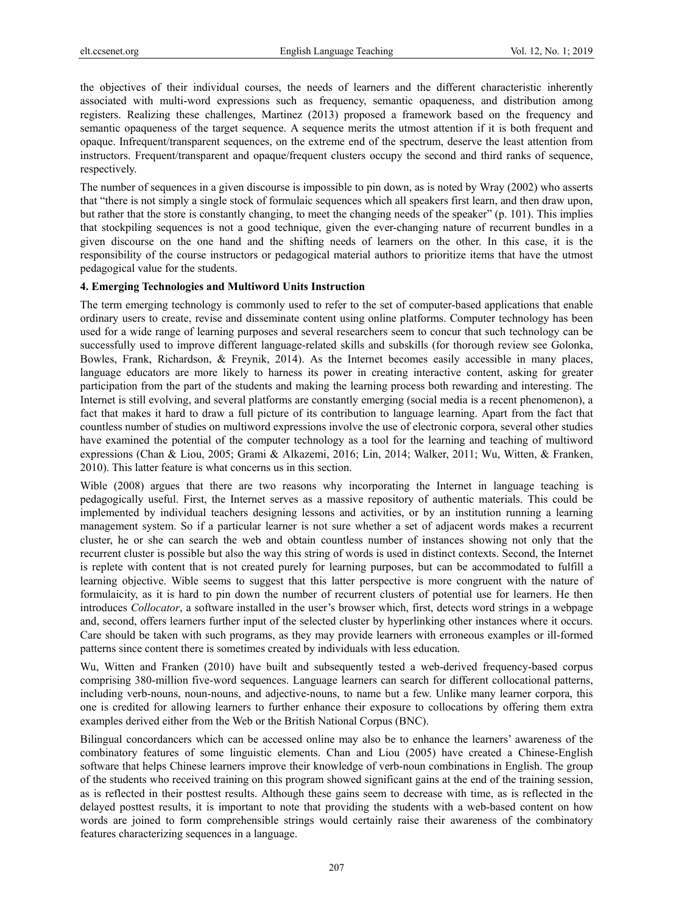the objectives of their individual courses, the needs of learners and the different characteristic inherently associated with multi-word expressions such as frequency, semantic opaqueness, and distribution among registers. Realizing these challenges, Martinez (2013) proposed a framework based on the frequency and semantic opaqueness of the target sequence. A sequence merits the utmost attention if it is both frequent and opaque. Infrequent/transparent sequences, on the extreme end of the spectrum, deserve the least attention from instructors. Frequent/transparent and opaque/frequent clusters occupy the second and third ranks of sequence, respectively.

The number of sequences in a given discourse is impossible to pin down, as is noted by Wray (2002) who asserts that "there is not simply a single stock of formulaic sequences which all speakers first learn, and then draw upon, but rather that the store is constantly changing, to meet the changing needs of the speaker" (p. 101). This implies that stockpiling sequences is not a good technique, given the ever-changing nature of recurrent bundles in a given discourse on the one hand and the shifting needs of learners on the other. In this case, it is the responsibility of the course instructors or pedagogical material authors to prioritize items that have the utmost pedagogical value for the students.

## 4. Emerging Technologies and Multiword Units Instruction

The term emerging technology is commonly used to refer to the set of computer-based applications that enable ordinary users to create, revise and disseminate content using online platforms. Computer technology has been used for a wide range of learning purposes and several researchers seem to concur that such technology can be successfully used to improve different language-related skills and subskills (for thorough review see Golonka, Bowles, Frank, Richardson, & Freynik, 2014). As the Internet becomes easily accessible in many places, language educators are more likely to harness its power in creating interactive content, asking for greater participation from the part of the students and making the learning process both rewarding and interesting. The Internet is still evolving, and several platforms are constantly emerging (social media is a recent phenomenon), a fact that makes it hard to draw a full picture of its contribution to language learning. Apart from the fact that countless number of studies on multiword expressions involve the use of electronic corpora, several other studies have examined the potential of the computer technology as a tool for the learning and teaching of multiword expressions (Chan & Liou, 2005; Grami & Alkazemi, 2016; Lin, 2014; Walker, 2011; Wu, Witten, & Franken, 2010). This latter feature is what concerns us in this section.

Wible (2008) argues that there are two reasons why incorporating the Internet in language teaching is pedagogically useful. First, the Internet serves as a massive repository of authentic materials. This could be implemented by individual teachers designing lessons and activities, or by an institution running a learning management system. So if a particular learner is not sure whether a set of adjacent words makes a recurrent cluster, he or she can search the web and obtain countless number of instances showing not only that the recurrent cluster is possible but also the way this string of words is used in distinct contexts. Second, the Internet is replete with content that is not created purely for learning purposes, but can be accommodated to fulfill a learning objective. Wible seems to suggest that this latter perspective is more congruent with the nature of formulaicity, as it is hard to pin down the number of recurrent clusters of potential use for learners. He then introduces *Collocator*, a software installed in the user's browser which, first, detects word strings in a webpage and, second, offers learners further input of the selected cluster by hyperlinking other instances where it occurs. Care should be taken with such programs, as they may provide learners with erroneous examples or ill-formed patterns since content there is sometimes created by individuals with less education.

Wu, Witten and Franken (2010) have built and subsequently tested a web-derived frequency-based corpus comprising 380-million five-word sequences. Language learners can search for different collocational patterns, including verb-nouns, noun-nouns, and adjective-nouns, to name but a few. Unlike many learner corpora, this one is credited for allowing learners to further enhance their exposure to collocations by offering them extra examples derived either from the Web or the British National Corpus (BNC).

Bilingual concordancers which can be accessed online may also be to enhance the learners' awareness of the combinatory features of some linguistic elements. Chan and Liou (2005) have created a Chinese-English software that helps Chinese learners improve their knowledge of verb-noun combinations in English. The group of the students who received training on this program showed significant gains at the end of the training session, as is reflected in their posttest results. Although these gains seem to decrease with time, as is reflected in the delayed posttest results, it is important to note that providing the students with a web-based content on how words are joined to form comprehensible strings would certainly raise their awareness of the combinatory features characterizing sequences in a language.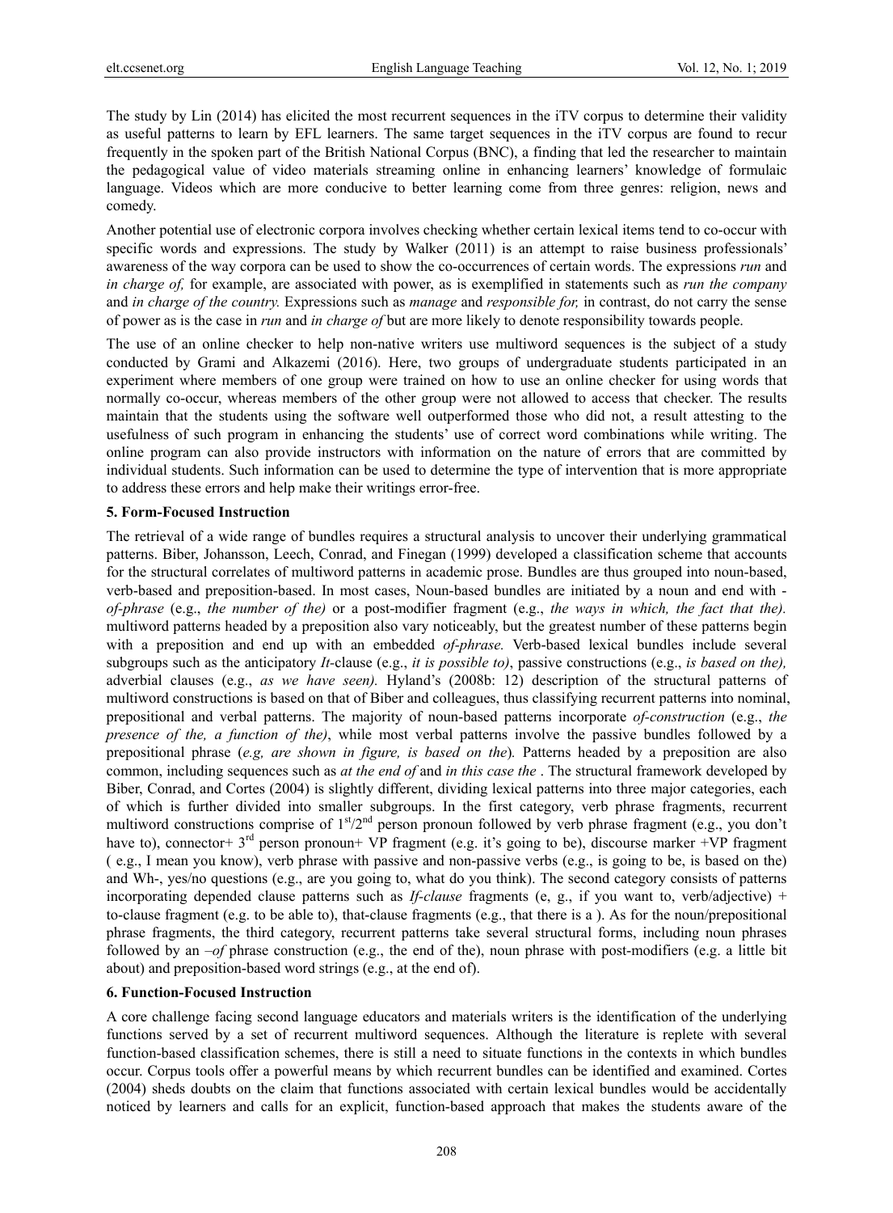The study by Lin (2014) has elicited the most recurrent sequences in the iTV corpus to determine their validity as useful patterns to learn by EFL learners. The same target sequences in the iTV corpus are found to recur frequently in the spoken part of the British National Corpus (BNC), a finding that led the researcher to maintain the pedagogical value of video materials streaming online in enhancing learners' knowledge of formulaic language. Videos which are more conducive to better learning come from three genres: religion, news and comedy.

Another potential use of electronic corpora involves checking whether certain lexical items tend to co-occur with specific words and expressions. The study by Walker (2011) is an attempt to raise business professionals' awareness of the way corpora can be used to show the co-occurrences of certain words. The expressions *run* and *in charge of,* for example, are associated with power, as is exemplified in statements such as *run the company* and *in charge of the country.* Expressions such as *manage* and *responsible for,* in contrast, do not carry the sense of power as is the case in *run* and *in charge of* but are more likely to denote responsibility towards people.

The use of an online checker to help non-native writers use multiword sequences is the subject of a study conducted by Grami and Alkazemi (2016). Here, two groups of undergraduate students participated in an experiment where members of one group were trained on how to use an online checker for using words that normally co-occur, whereas members of the other group were not allowed to access that checker. The results maintain that the students using the software well outperformed those who did not, a result attesting to the usefulness of such program in enhancing the students' use of correct word combinations while writing. The online program can also provide instructors with information on the nature of errors that are committed by individual students. Such information can be used to determine the type of intervention that is more appropriate to address these errors and help make their writings error-free.

## 5. Form-Focused Instruction

The retrieval of a wide range of bundles requires a structural analysis to uncover their underlying grammatical patterns. Biber, Johansson, Leech, Conrad, and Finegan (1999) developed a classification scheme that accounts for the structural correlates of multiword patterns in academic prose. Bundles are thus grouped into noun-based, verb-based and preposition-based. In most cases, Noun-based bundles are initiated by a noun and end with *-of-phrase* (e.g., *the number of the)* or a post-modifier fragment (e.g., *the ways in which, the fact that the).* multiword patterns headed by a preposition also vary noticeably, but the greatest number of these patterns begin with a preposition and end up with an embedded *of-phrase.* Verb-based lexical bundles include several subgroups such as the anticipatory *It*-clause (e.g., *it is possible to)*, passive constructions (e.g., *is based on the),* adverbial clauses (e.g., *as we have seen).* Hyland's (2008b: 12) description of the structural patterns of multiword constructions is based on that of Biber and colleagues, thus classifying recurrent patterns into nominal, prepositional and verbal patterns. The majority of noun-based patterns incorporate *of-construction* (e.g., *the presence of the, a function of the)*, while most verbal patterns involve the passive bundles followed by a prepositional phrase (*e.g, are shown in figure, is based on the*). Patterns headed by a preposition are also common, including sequences such as *at the end of* and *in this case the* . The structural framework developed by Biber, Conrad, and Cortes (2004) is slightly different, dividing lexical patterns into three major categories, each of which is further divided into smaller subgroups. In the first category, verb phrase fragments, recurrent multiword constructions comprise of 1st/2nd person pronoun followed by verb phrase fragment (e.g., you don't have to), connector+ 3rd person pronoun+ VP fragment (e.g. it's going to be), discourse marker +VP fragment ( e.g., I mean you know), verb phrase with passive and non-passive verbs (e.g., is going to be, is based on the) and Wh-, yes/no questions (e.g., are you going to, what do you think). The second category consists of patterns incorporating depended clause patterns such as *If-clause* fragments (e, g., if you want to, verb/adjective) + to-clause fragment (e.g. to be able to), that-clause fragments (e.g., that there is a ). As for the noun/prepositional phrase fragments, the third category, recurrent patterns take several structural forms, including noun phrases followed by an *–of* phrase construction (e.g., the end of the), noun phrase with post-modifiers (e.g. a little bit about) and preposition-based word strings (e.g., at the end of).

## 6. Function-Focused Instruction

A core challenge facing second language educators and materials writers is the identification of the underlying functions served by a set of recurrent multiword sequences. Although the literature is replete with several function-based classification schemes, there is still a need to situate functions in the contexts in which bundles occur. Corpus tools offer a powerful means by which recurrent bundles can be identified and examined. Cortes (2004) sheds doubts on the claim that functions associated with certain lexical bundles would be accidentally noticed by learners and calls for an explicit, function-based approach that makes the students aware of the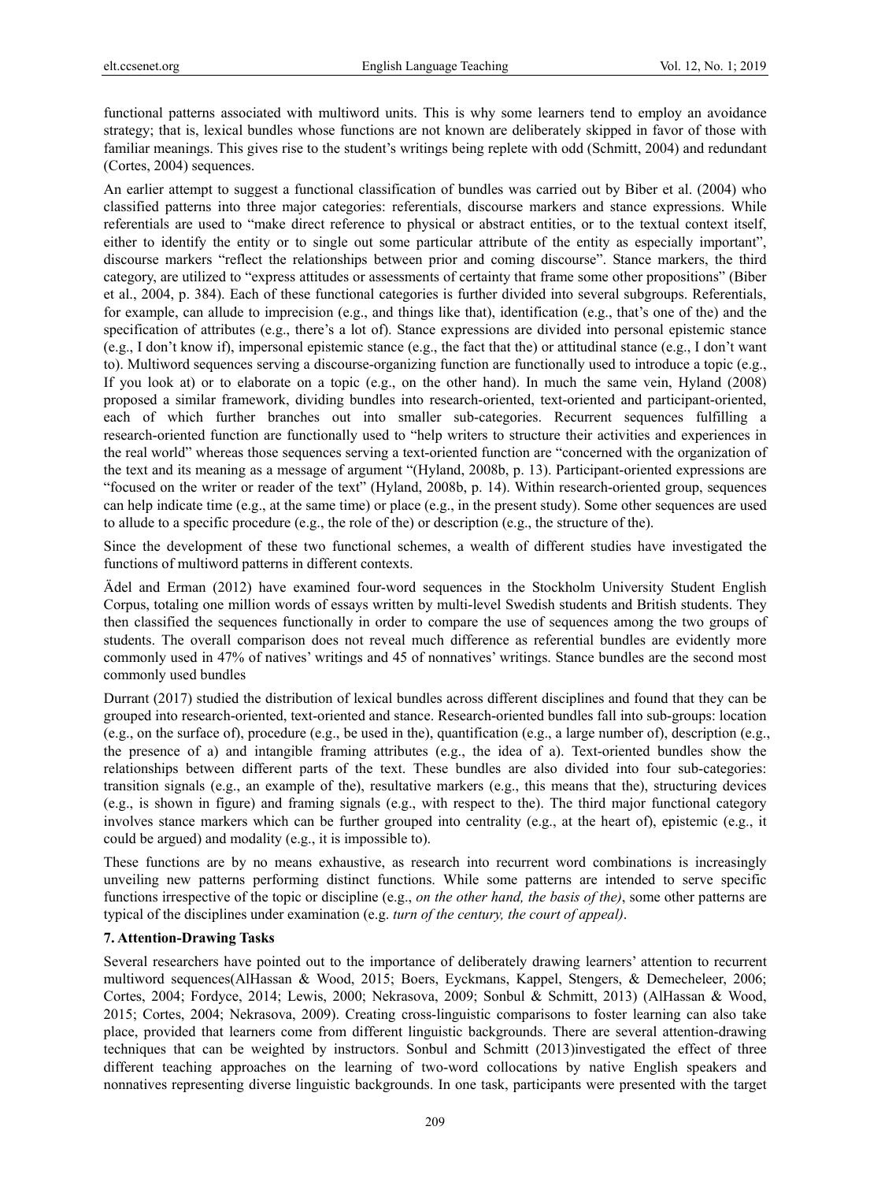functional patterns associated with multiword units. This is why some learners tend to employ an avoidance strategy; that is, lexical bundles whose functions are not known are deliberately skipped in favor of those with familiar meanings. This gives rise to the student's writings being replete with odd (Schmitt, 2004) and redundant (Cortes, 2004) sequences.

An earlier attempt to suggest a functional classification of bundles was carried out by Biber et al. (2004) who classified patterns into three major categories: referentials, discourse markers and stance expressions. While referentials are used to "make direct reference to physical or abstract entities, or to the textual context itself, either to identify the entity or to single out some particular attribute of the entity as especially important", discourse markers "reflect the relationships between prior and coming discourse". Stance markers, the third category, are utilized to "express attitudes or assessments of certainty that frame some other propositions" (Biber et al., 2004, p. 384). Each of these functional categories is further divided into several subgroups. Referentials, for example, can allude to imprecision (e.g., and things like that), identification (e.g., that's one of the) and the specification of attributes (e.g., there's a lot of). Stance expressions are divided into personal epistemic stance (e.g., I don't know if), impersonal epistemic stance (e.g., the fact that the) or attitudinal stance (e.g., I don't want to). Multiword sequences serving a discourse-organizing function are functionally used to introduce a topic (e.g., If you look at) or to elaborate on a topic (e.g., on the other hand). In much the same vein, Hyland (2008) proposed a similar framework, dividing bundles into research-oriented, text-oriented and participant-oriented, each of which further branches out into smaller sub-categories. Recurrent sequences fulfilling a research-oriented function are functionally used to "help writers to structure their activities and experiences in the real world" whereas those sequences serving a text-oriented function are "concerned with the organization of the text and its meaning as a message of argument "(Hyland, 2008b, p. 13). Participant-oriented expressions are "focused on the writer or reader of the text" (Hyland, 2008b, p. 14). Within research-oriented group, sequences can help indicate time (e.g., at the same time) or place (e.g., in the present study). Some other sequences are used to allude to a specific procedure (e.g., the role of the) or description (e.g., the structure of the).

Since the development of these two functional schemes, a wealth of different studies have investigated the functions of multiword patterns in different contexts.

Ädel and Erman (2012) have examined four-word sequences in the Stockholm University Student English Corpus, totaling one million words of essays written by multi-level Swedish students and British students. They then classified the sequences functionally in order to compare the use of sequences among the two groups of students. The overall comparison does not reveal much difference as referential bundles are evidently more commonly used in 47% of natives' writings and 45 of nonnatives' writings. Stance bundles are the second most commonly used bundles

Durrant (2017) studied the distribution of lexical bundles across different disciplines and found that they can be grouped into research-oriented, text-oriented and stance. Research-oriented bundles fall into sub-groups: location (e.g., on the surface of), procedure (e.g., be used in the), quantification (e.g., a large number of), description (e.g., the presence of a) and intangible framing attributes (e.g., the idea of a). Text-oriented bundles show the relationships between different parts of the text. These bundles are also divided into four sub-categories: transition signals (e.g., an example of the), resultative markers (e.g., this means that the), structuring devices (e.g., is shown in figure) and framing signals (e.g., with respect to the). The third major functional category involves stance markers which can be further grouped into centrality (e.g., at the heart of), epistemic (e.g., it could be argued) and modality (e.g., it is impossible to).

These functions are by no means exhaustive, as research into recurrent word combinations is increasingly unveiling new patterns performing distinct functions. While some patterns are intended to serve specific functions irrespective of the topic or discipline (e.g., *on the other hand, the basis of the)*, some other patterns are typical of the disciplines under examination (e.g. *turn of the century, the court of appeal)*.

## 7. Attention-Drawing Tasks

Several researchers have pointed out to the importance of deliberately drawing learners' attention to recurrent multiword sequences(AlHassan & Wood, 2015; Boers, Eyckmans, Kappel, Stengers, & Demecheleer, 2006; Cortes, 2004; Fordyce, 2014; Lewis, 2000; Nekrasova, 2009; Sonbul & Schmitt, 2013) (AlHassan & Wood, 2015; Cortes, 2004; Nekrasova, 2009). Creating cross-linguistic comparisons to foster learning can also take place, provided that learners come from different linguistic backgrounds. There are several attention-drawing techniques that can be weighted by instructors. Sonbul and Schmitt (2013)investigated the effect of three different teaching approaches on the learning of two-word collocations by native English speakers and nonnatives representing diverse linguistic backgrounds. In one task, participants were presented with the target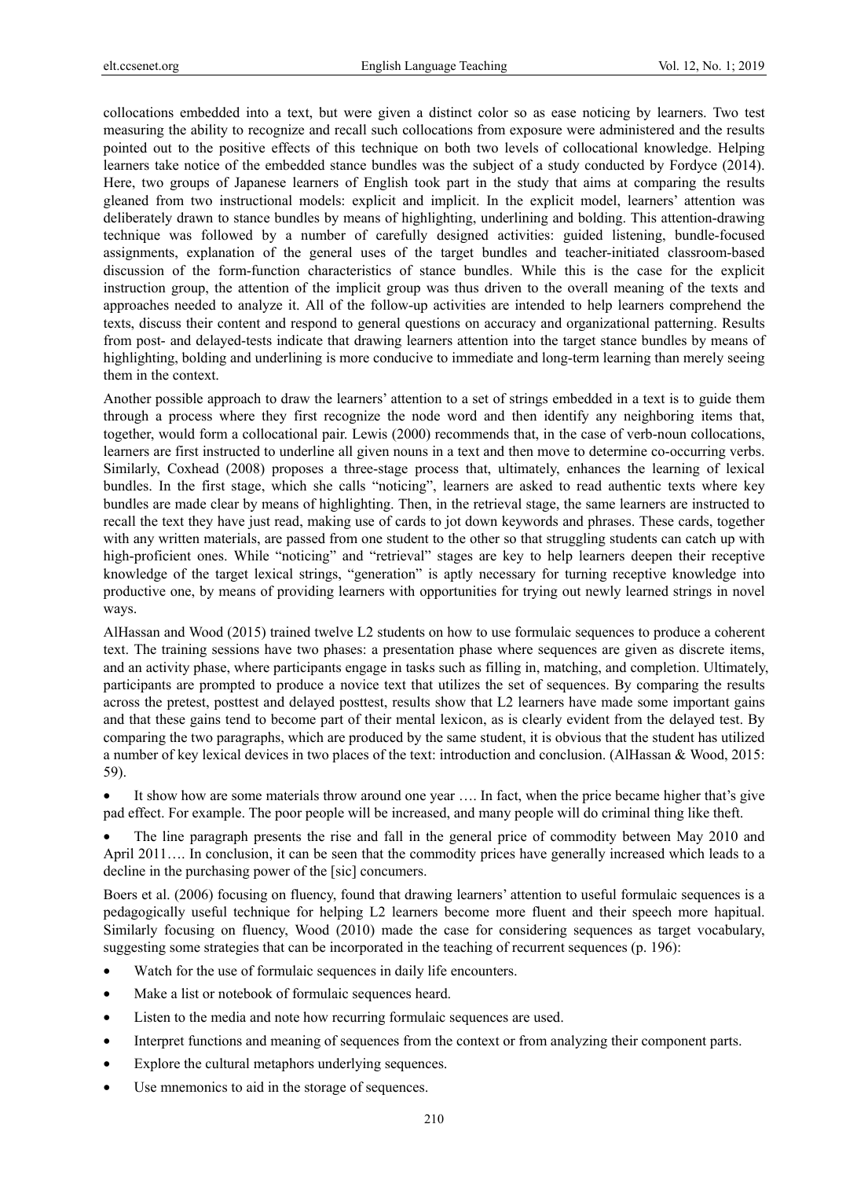collocations embedded into a text, but were given a distinct color so as ease noticing by learners. Two test measuring the ability to recognize and recall such collocations from exposure were administered and the results pointed out to the positive effects of this technique on both two levels of collocational knowledge. Helping learners take notice of the embedded stance bundles was the subject of a study conducted by Fordyce (2014). Here, two groups of Japanese learners of English took part in the study that aims at comparing the results gleaned from two instructional models: explicit and implicit. In the explicit model, learners' attention was deliberately drawn to stance bundles by means of highlighting, underlining and bolding. This attention-drawing technique was followed by a number of carefully designed activities: guided listening, bundle-focused assignments, explanation of the general uses of the target bundles and teacher-initiated classroom-based discussion of the form-function characteristics of stance bundles. While this is the case for the explicit instruction group, the attention of the implicit group was thus driven to the overall meaning of the texts and approaches needed to analyze it. All of the follow-up activities are intended to help learners comprehend the texts, discuss their content and respond to general questions on accuracy and organizational patterning. Results from post- and delayed-tests indicate that drawing learners attention into the target stance bundles by means of highlighting, bolding and underlining is more conducive to immediate and long-term learning than merely seeing them in the context.

Another possible approach to draw the learners' attention to a set of strings embedded in a text is to guide them through a process where they first recognize the node word and then identify any neighboring items that, together, would form a collocational pair. Lewis (2000) recommends that, in the case of verb-noun collocations, learners are first instructed to underline all given nouns in a text and then move to determine co-occurring verbs. Similarly, Coxhead (2008) proposes a three-stage process that, ultimately, enhances the learning of lexical bundles. In the first stage, which she calls "noticing", learners are asked to read authentic texts where key bundles are made clear by means of highlighting. Then, in the retrieval stage, the same learners are instructed to recall the text they have just read, making use of cards to jot down keywords and phrases. These cards, together with any written materials, are passed from one student to the other so that struggling students can catch up with high-proficient ones. While "noticing" and "retrieval" stages are key to help learners deepen their receptive knowledge of the target lexical strings, "generation" is aptly necessary for turning receptive knowledge into productive one, by means of providing learners with opportunities for trying out newly learned strings in novel ways.

AlHassan and Wood (2015) trained twelve L2 students on how to use formulaic sequences to produce a coherent text. The training sessions have two phases: a presentation phase where sequences are given as discrete items, and an activity phase, where participants engage in tasks such as filling in, matching, and completion. Ultimately, participants are prompted to produce a novice text that utilizes the set of sequences. By comparing the results across the pretest, posttest and delayed posttest, results show that L2 learners have made some important gains and that these gains tend to become part of their mental lexicon, as is clearly evident from the delayed test. By comparing the two paragraphs, which are produced by the same student, it is obvious that the student has utilized a number of key lexical devices in two places of the text: introduction and conclusion. (AlHassan & Wood, 2015: 59).

- It show how are some materials throw around one year …. In fact, when the price became higher that's give pad effect. For example. The poor people will be increased, and many people will do criminal thing like theft.
- The line paragraph presents the rise and fall in the general price of commodity between May 2010 and April 2011…. In conclusion, it can be seen that the commodity prices have generally increased which leads to a decline in the purchasing power of the [sic] concumers.

Boers et al. (2006) focusing on fluency, found that drawing learners' attention to useful formulaic sequences is a pedagogically useful technique for helping L2 learners become more fluent and their speech more hapitual. Similarly focusing on fluency, Wood (2010) made the case for considering sequences as target vocabulary, suggesting some strategies that can be incorporated in the teaching of recurrent sequences (p. 196):

- Watch for the use of formulaic sequences in daily life encounters.
- Make a list or notebook of formulaic sequences heard.
- Listen to the media and note how recurring formulaic sequences are used.
- Interpret functions and meaning of sequences from the context or from analyzing their component parts.
- Explore the cultural metaphors underlying sequences.
- Use mnemonics to aid in the storage of sequences.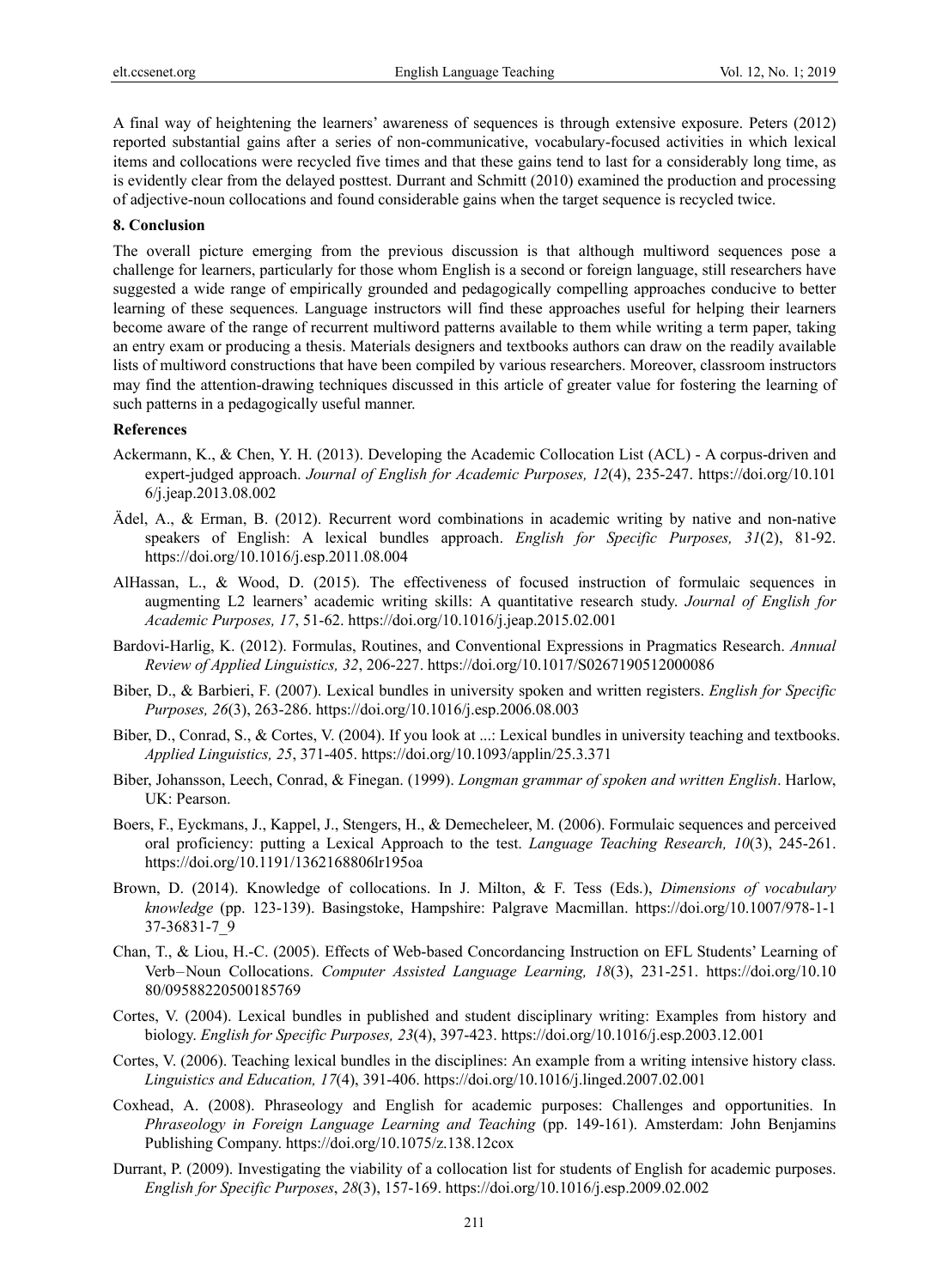A final way of heightening the learners' awareness of sequences is through extensive exposure. Peters (2012) reported substantial gains after a series of non-communicative, vocabulary-focused activities in which lexical items and collocations were recycled five times and that these gains tend to last for a considerably long time, as is evidently clear from the delayed posttest. Durrant and Schmitt (2010) examined the production and processing of adjective-noun collocations and found considerable gains when the target sequence is recycled twice.

## 8. Conclusion

The overall picture emerging from the previous discussion is that although multiword sequences pose a challenge for learners, particularly for those whom English is a second or foreign language, still researchers have suggested a wide range of empirically grounded and pedagogically compelling approaches conducive to better learning of these sequences. Language instructors will find these approaches useful for helping their learners become aware of the range of recurrent multiword patterns available to them while writing a term paper, taking an entry exam or producing a thesis. Materials designers and textbooks authors can draw on the readily available lists of multiword constructions that have been compiled by various researchers. Moreover, classroom instructors may find the attention-drawing techniques discussed in this article of greater value for fostering the learning of such patterns in a pedagogically useful manner.

## References

Ackermann, K., & Chen, Y. H. (2013). Developing the Academic Collocation List (ACL) - A corpus-driven and expert-judged approach. *Journal of English for Academic Purposes, 12*(4), 235-247. https://doi.org/10.1016/j.jeap.2013.08.002

Ädel, A., & Erman, B. (2012). Recurrent word combinations in academic writing by native and non-native speakers of English: A lexical bundles approach. *English for Specific Purposes, 31*(2), 81-92. https://doi.org/10.1016/j.esp.2011.08.004

AlHassan, L., & Wood, D. (2015). The effectiveness of focused instruction of formulaic sequences in augmenting L2 learners' academic writing skills: A quantitative research study. *Journal of English for Academic Purposes, 17*, 51-62. https://doi.org/10.1016/j.jeap.2015.02.001

Bardovi-Harlig, K. (2012). Formulas, Routines, and Conventional Expressions in Pragmatics Research. *Annual Review of Applied Linguistics, 32*, 206-227. https://doi.org/10.1017/S0267190512000086

Biber, D., & Barbieri, F. (2007). Lexical bundles in university spoken and written registers. *English for Specific Purposes, 26*(3), 263-286. https://doi.org/10.1016/j.esp.2006.08.003

Biber, D., Conrad, S., & Cortes, V. (2004). If you look at ...: Lexical bundles in university teaching and textbooks. *Applied Linguistics, 25*, 371-405. https://doi.org/10.1093/applin/25.3.371

Biber, Johansson, Leech, Conrad, & Finegan. (1999). *Longman grammar of spoken and written English*. Harlow, UK: Pearson.

Boers, F., Eyckmans, J., Kappel, J., Stengers, H., & Demecheleer, M. (2006). Formulaic sequences and perceived oral proficiency: putting a Lexical Approach to the test. *Language Teaching Research, 10*(3), 245-261. https://doi.org/10.1191/1362168806lr195oa

Brown, D. (2014). Knowledge of collocations. In J. Milton, & F. Tess (Eds.), *Dimensions of vocabulary knowledge* (pp. 123-139). Basingstoke, Hampshire: Palgrave Macmillan. https://doi.org/10.1007/978-1-137-36831-7_9

Chan, T., & Liou, H.-C. (2005). Effects of Web-based Concordancing Instruction on EFL Students' Learning of Verb–Noun Collocations. *Computer Assisted Language Learning, 18*(3), 231-251. https://doi.org/10.1080/09588220500185769

Cortes, V. (2004). Lexical bundles in published and student disciplinary writing: Examples from history and biology. *English for Specific Purposes, 23*(4), 397-423. https://doi.org/10.1016/j.esp.2003.12.001

Cortes, V. (2006). Teaching lexical bundles in the disciplines: An example from a writing intensive history class. *Linguistics and Education, 17*(4), 391-406. https://doi.org/10.1016/j.linged.2007.02.001

Coxhead, A. (2008). Phraseology and English for academic purposes: Challenges and opportunities. In *Phraseology in Foreign Language Learning and Teaching* (pp. 149-161). Amsterdam: John Benjamins Publishing Company. https://doi.org/10.1075/z.138.12cox

Durrant, P. (2009). Investigating the viability of a collocation list for students of English for academic purposes. *English for Specific Purposes*, *28*(3), 157-169. https://doi.org/10.1016/j.esp.2009.02.002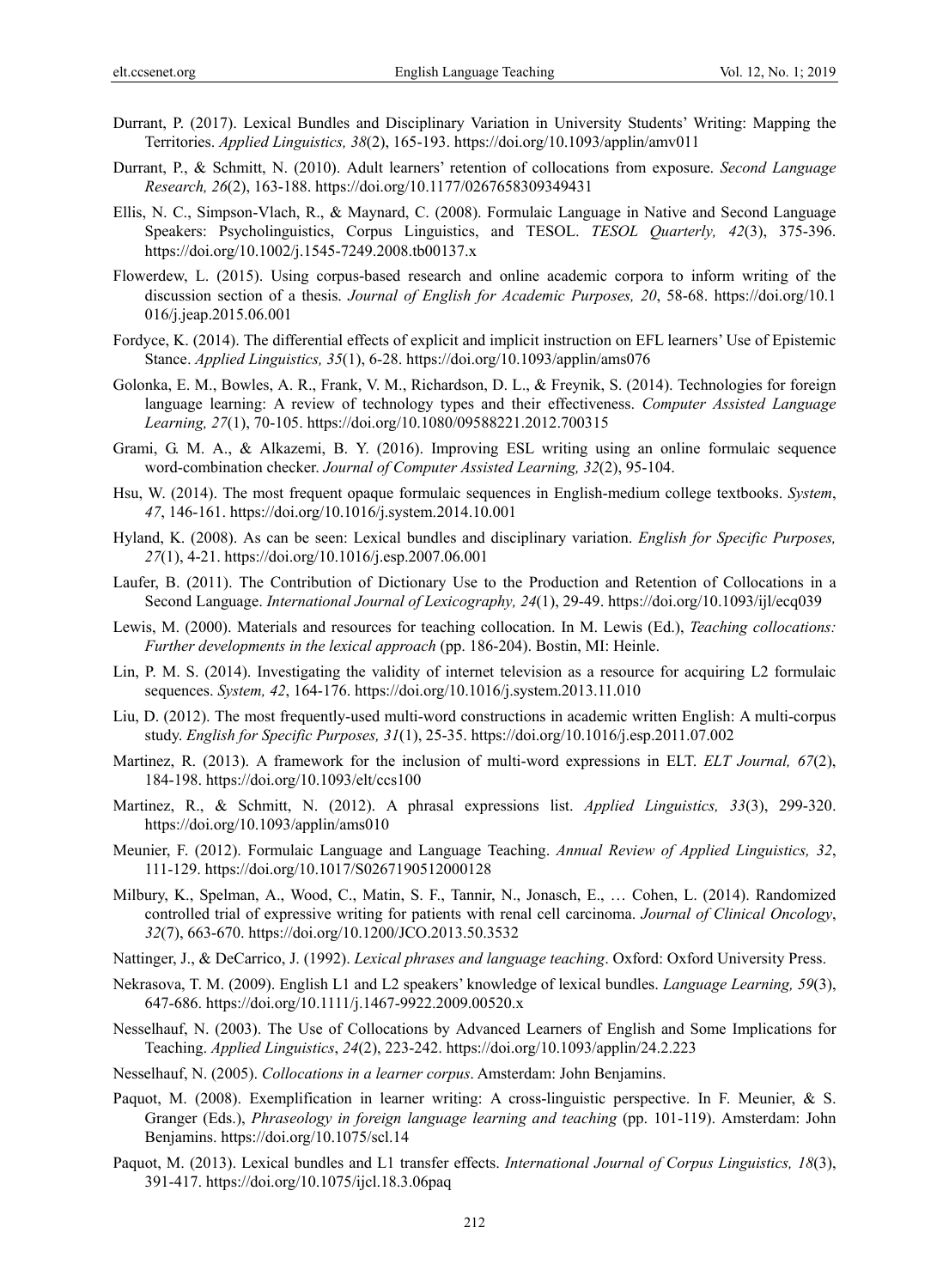Durrant, P. (2017). Lexical Bundles and Disciplinary Variation in University Students' Writing: Mapping the Territories. *Applied Linguistics, 38*(2), 165-193. https://doi.org/10.1093/applin/amv011

Durrant, P., & Schmitt, N. (2010). Adult learners' retention of collocations from exposure. *Second Language Research, 26*(2), 163-188. https://doi.org/10.1177/0267658309349431

Ellis, N. C., Simpson-Vlach, R., & Maynard, C. (2008). Formulaic Language in Native and Second Language Speakers: Psycholinguistics, Corpus Linguistics, and TESOL. *TESOL Quarterly, 42*(3), 375-396. https://doi.org/10.1002/j.1545-7249.2008.tb00137.x

Flowerdew, L. (2015). Using corpus-based research and online academic corpora to inform writing of the discussion section of a thesis. *Journal of English for Academic Purposes, 20*, 58-68. https://doi.org/10.1016/j.jeap.2015.06.001

Fordyce, K. (2014). The differential effects of explicit and implicit instruction on EFL learners' Use of Epistemic Stance. *Applied Linguistics, 35*(1), 6-28. https://doi.org/10.1093/applin/ams076

Golonka, E. M., Bowles, A. R., Frank, V. M., Richardson, D. L., & Freynik, S. (2014). Technologies for foreign language learning: A review of technology types and their effectiveness. *Computer Assisted Language Learning, 27*(1), 70-105. https://doi.org/10.1080/09588221.2012.700315

Grami, G. M. A., & Alkazemi, B. Y. (2016). Improving ESL writing using an online formulaic sequence word-combination checker. *Journal of Computer Assisted Learning, 32*(2), 95-104.

Hsu, W. (2014). The most frequent opaque formulaic sequences in English-medium college textbooks. *System*, *47*, 146-161. https://doi.org/10.1016/j.system.2014.10.001

Hyland, K. (2008). As can be seen: Lexical bundles and disciplinary variation. *English for Specific Purposes, 27*(1), 4-21. https://doi.org/10.1016/j.esp.2007.06.001

Laufer, B. (2011). The Contribution of Dictionary Use to the Production and Retention of Collocations in a Second Language. *International Journal of Lexicography, 24*(1), 29-49. https://doi.org/10.1093/ijl/ecq039

Lewis, M. (2000). Materials and resources for teaching collocation. In M. Lewis (Ed.), *Teaching collocations: Further developments in the lexical approach* (pp. 186-204). Bostin, MI: Heinle.

Lin, P. M. S. (2014). Investigating the validity of internet television as a resource for acquiring L2 formulaic sequences. *System, 42*, 164-176. https://doi.org/10.1016/j.system.2013.11.010

Liu, D. (2012). The most frequently-used multi-word constructions in academic written English: A multi-corpus study. *English for Specific Purposes, 31*(1), 25-35. https://doi.org/10.1016/j.esp.2011.07.002

Martinez, R. (2013). A framework for the inclusion of multi-word expressions in ELT. *ELT Journal, 67*(2), 184-198. https://doi.org/10.1093/elt/ccs100

Martinez, R., & Schmitt, N. (2012). A phrasal expressions list. *Applied Linguistics, 33*(3), 299-320. https://doi.org/10.1093/applin/ams010

Meunier, F. (2012). Formulaic Language and Language Teaching. *Annual Review of Applied Linguistics, 32*, 111-129. https://doi.org/10.1017/S0267190512000128

Milbury, K., Spelman, A., Wood, C., Matin, S. F., Tannir, N., Jonasch, E., … Cohen, L. (2014). Randomized controlled trial of expressive writing for patients with renal cell carcinoma. *Journal of Clinical Oncology*, *32*(7), 663-670. https://doi.org/10.1200/JCO.2013.50.3532

Nattinger, J., & DeCarrico, J. (1992). *Lexical phrases and language teaching*. Oxford: Oxford University Press.

Nekrasova, T. M. (2009). English L1 and L2 speakers' knowledge of lexical bundles. *Language Learning, 59*(3), 647-686. https://doi.org/10.1111/j.1467-9922.2009.00520.x

Nesselhauf, N. (2003). The Use of Collocations by Advanced Learners of English and Some Implications for Teaching. *Applied Linguistics*, *24*(2), 223-242. https://doi.org/10.1093/applin/24.2.223

Nesselhauf, N. (2005). *Collocations in a learner corpus*. Amsterdam: John Benjamins.

Paquot, M. (2008). Exemplification in learner writing: A cross-linguistic perspective. In F. Meunier, & S. Granger (Eds.), *Phraseology in foreign language learning and teaching* (pp. 101-119). Amsterdam: John Benjamins. https://doi.org/10.1075/scl.14

Paquot, M. (2013). Lexical bundles and L1 transfer effects. *International Journal of Corpus Linguistics, 18*(3), 391-417. https://doi.org/10.1075/ijcl.18.3.06paq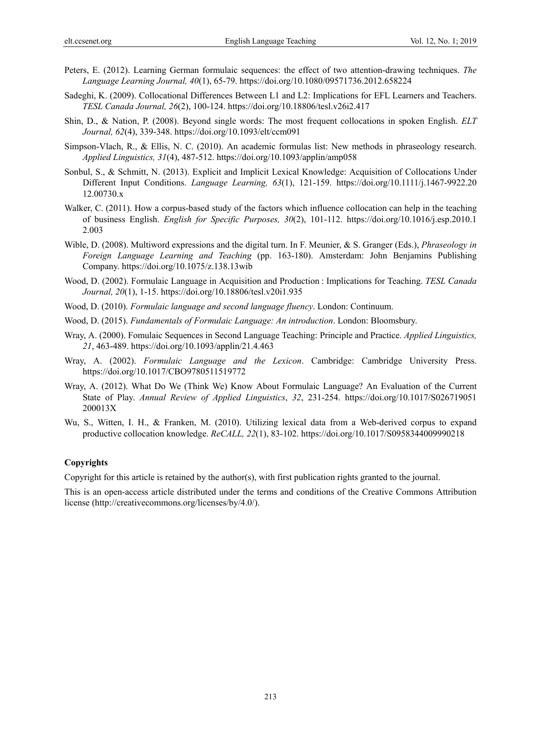Peters, E. (2012). Learning German formulaic sequences: the effect of two attention-drawing techniques. *The Language Learning Journal, 40*(1), 65-79. https://doi.org/10.1080/09571736.2012.658224

Sadeghi, K. (2009). Collocational Differences Between L1 and L2: Implications for EFL Learners and Teachers. *TESL Canada Journal, 26*(2), 100-124. https://doi.org/10.18806/tesl.v26i2.417

Shin, D., & Nation, P. (2008). Beyond single words: The most frequent collocations in spoken English. *ELT Journal, 62*(4), 339-348. https://doi.org/10.1093/elt/ccm091

Simpson-Vlach, R., & Ellis, N. C. (2010). An academic formulas list: New methods in phraseology research. *Applied Linguistics, 31*(4), 487-512. https://doi.org/10.1093/applin/amp058

Sonbul, S., & Schmitt, N. (2013). Explicit and Implicit Lexical Knowledge: Acquisition of Collocations Under Different Input Conditions. *Language Learning, 63*(1), 121-159. https://doi.org/10.1111/j.1467-9922.2012.00730.x

Walker, C. (2011). How a corpus-based study of the factors which influence collocation can help in the teaching of business English. *English for Specific Purposes, 30*(2), 101-112. https://doi.org/10.1016/j.esp.2010.12.003

Wible, D. (2008). Multiword expressions and the digital turn. In F. Meunier, & S. Granger (Eds.), *Phraseology in Foreign Language Learning and Teaching* (pp. 163-180). Amsterdam: John Benjamins Publishing Company. https://doi.org/10.1075/z.138.13wib

Wood, D. (2002). Formulaic Language in Acquisition and Production : Implications for Teaching. *TESL Canada Journal, 20*(1), 1-15. https://doi.org/10.18806/tesl.v20i1.935

Wood, D. (2010). *Formulaic language and second language fluency*. London: Continuum.

Wood, D. (2015). *Fundamentals of Formulaic Language: An introduction*. London: Bloomsbury.

Wray, A. (2000). Fomulaic Sequences in Second Language Teaching: Principle and Practice. *Applied Linguistics, 21*, 463-489. https://doi.org/10.1093/applin/21.4.463

Wray, A. (2002). *Formulaic Language and the Lexicon*. Cambridge: Cambridge University Press. https://doi.org/10.1017/CBO9780511519772

Wray, A. (2012). What Do We (Think We) Know About Formulaic Language? An Evaluation of the Current State of Play. *Annual Review of Applied Linguistics*, *32*, 231-254. https://doi.org/10.1017/S026719051200013X

Wu, S., Witten, I. H., & Franken, M. (2010). Utilizing lexical data from a Web-derived corpus to expand productive collocation knowledge. *ReCALL, 22*(1), 83-102. https://doi.org/10.1017/S0958344009990218

### Copyrights

Copyright for this article is retained by the author(s), with first publication rights granted to the journal.

This is an open-access article distributed under the terms and conditions of the Creative Commons Attribution license (http://creativecommons.org/licenses/by/4.0/).